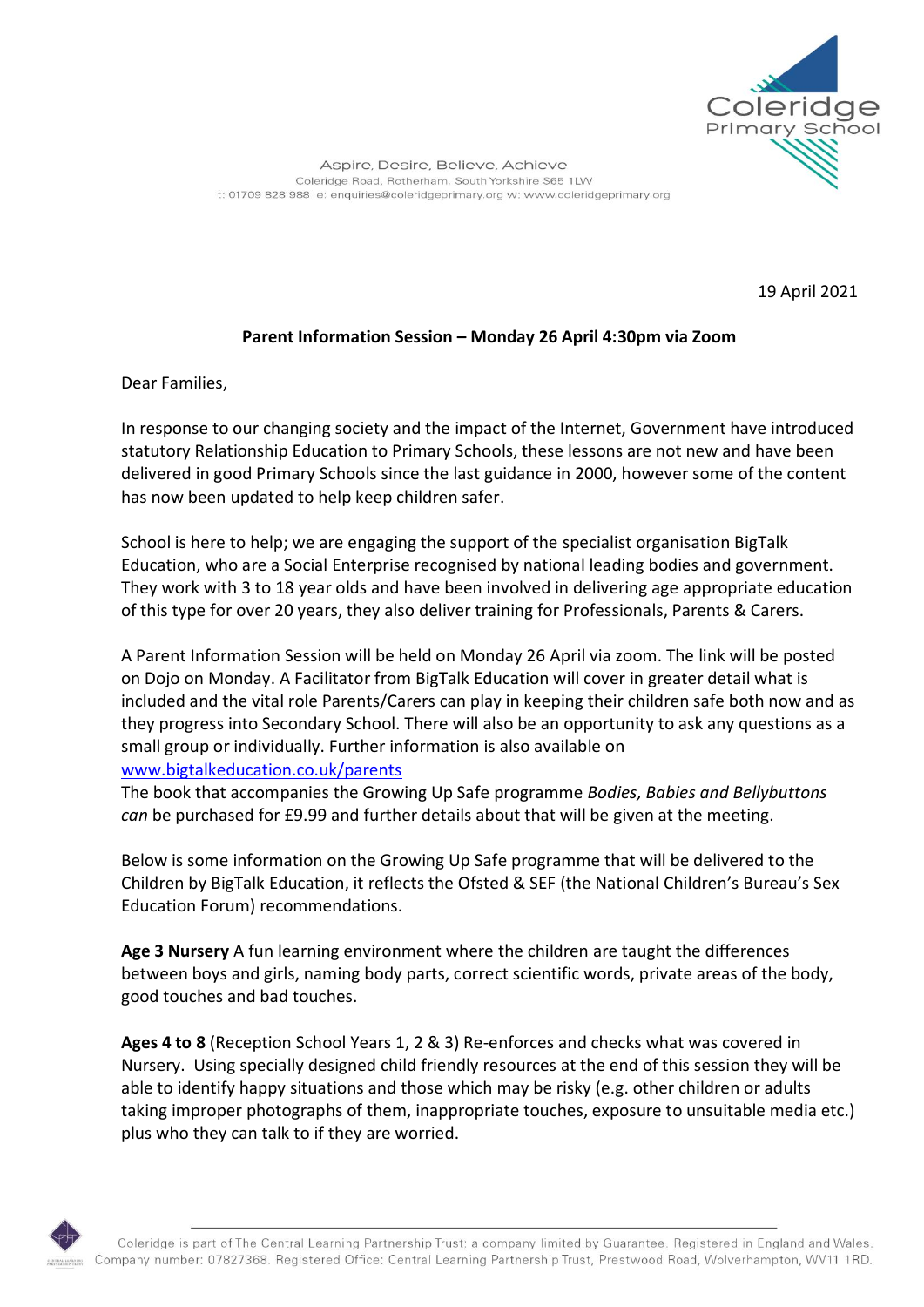Coleridge Primary School

Aspire, Desire, Believe, Achieve
Coleridge Road, Rotherham, South Yorkshire S65 1LW
t: 01709 828 988 e: enquiries@coleridgeprimary.org w: www.coleridgeprimary.org

19 April 2021

**Parent Information Session – Monday 26 April 4:30pm via Zoom**

Dear Families,

In response to our changing society and the impact of the Internet, Government have introduced statutory Relationship Education to Primary Schools, these lessons are not new and have been delivered in good Primary Schools since the last guidance in 2000, however some of the content has now been updated to help keep children safer.

School is here to help; we are engaging the support of the specialist organisation BigTalk Education, who are a Social Enterprise recognised by national leading bodies and government. They work with 3 to 18 year olds and have been involved in delivering age appropriate education of this type for over 20 years, they also deliver training for Professionals, Parents & Carers.

A Parent Information Session will be held on Monday 26 April via zoom. The link will be posted on Dojo on Monday. A Facilitator from BigTalk Education will cover in greater detail what is included and the vital role Parents/Carers can play in keeping their children safe both now and as they progress into Secondary School. There will also be an opportunity to ask any questions as a small group or individually. Further information is also available on [www.bigtalkeducation.co.uk/parents](www.bigtalkeducation.co.uk/parents)
The book that accompanies the Growing Up Safe programme *Bodies, Babies and Bellybuttons can* be purchased for £9.99 and further details about that will be given at the meeting.

Below is some information on the Growing Up Safe programme that will be delivered to the Children by BigTalk Education, it reflects the Ofsted & SEF (the National Children's Bureau's Sex Education Forum) recommendations.

**Age 3 Nursery** A fun learning environment where the children are taught the differences between boys and girls, naming body parts, correct scientific words, private areas of the body, good touches and bad touches.

**Ages 4 to 8** (Reception School Years 1, 2 & 3) Re-enforces and checks what was covered in Nursery. Using specially designed child friendly resources at the end of this session they will be able to identify happy situations and those which may be risky (e.g. other children or adults taking improper photographs of them, inappropriate touches, exposure to unsuitable media etc.) plus who they can talk to if they are worried.

Coleridge is part of The Central Learning Partnership Trust: a company limited by Guarantee. Registered in England and Wales. Company number: 07827368. Registered Office: Central Learning Partnership Trust, Prestwood Road, Wolverhampton, WV11 1RD.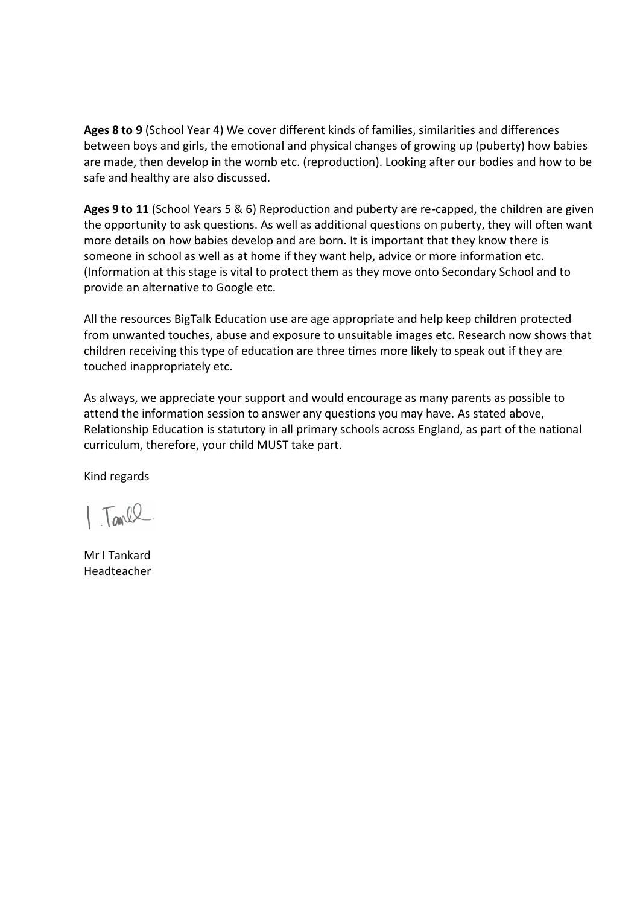**Ages 8 to 9** (School Year 4) We cover different kinds of families, similarities and differences between boys and girls, the emotional and physical changes of growing up (puberty) how babies are made, then develop in the womb etc. (reproduction). Looking after our bodies and how to be safe and healthy are also discussed.

**Ages 9 to 11** (School Years 5 & 6) Reproduction and puberty are re-capped, the children are given the opportunity to ask questions. As well as additional questions on puberty, they will often want more details on how babies develop and are born. It is important that they know there is someone in school as well as at home if they want help, advice or more information etc. (Information at this stage is vital to protect them as they move onto Secondary School and to provide an alternative to Google etc.

All the resources BigTalk Education use are age appropriate and help keep children protected from unwanted touches, abuse and exposure to unsuitable images etc. Research now shows that children receiving this type of education are three times more likely to speak out if they are touched inappropriately etc.

As always, we appreciate your support and would encourage as many parents as possible to attend the information session to answer any questions you may have. As stated above, Relationship Education is statutory in all primary schools across England, as part of the national curriculum, therefore, your child MUST take part.

Kind regards

I. Tankard

Mr I Tankard
Headteacher